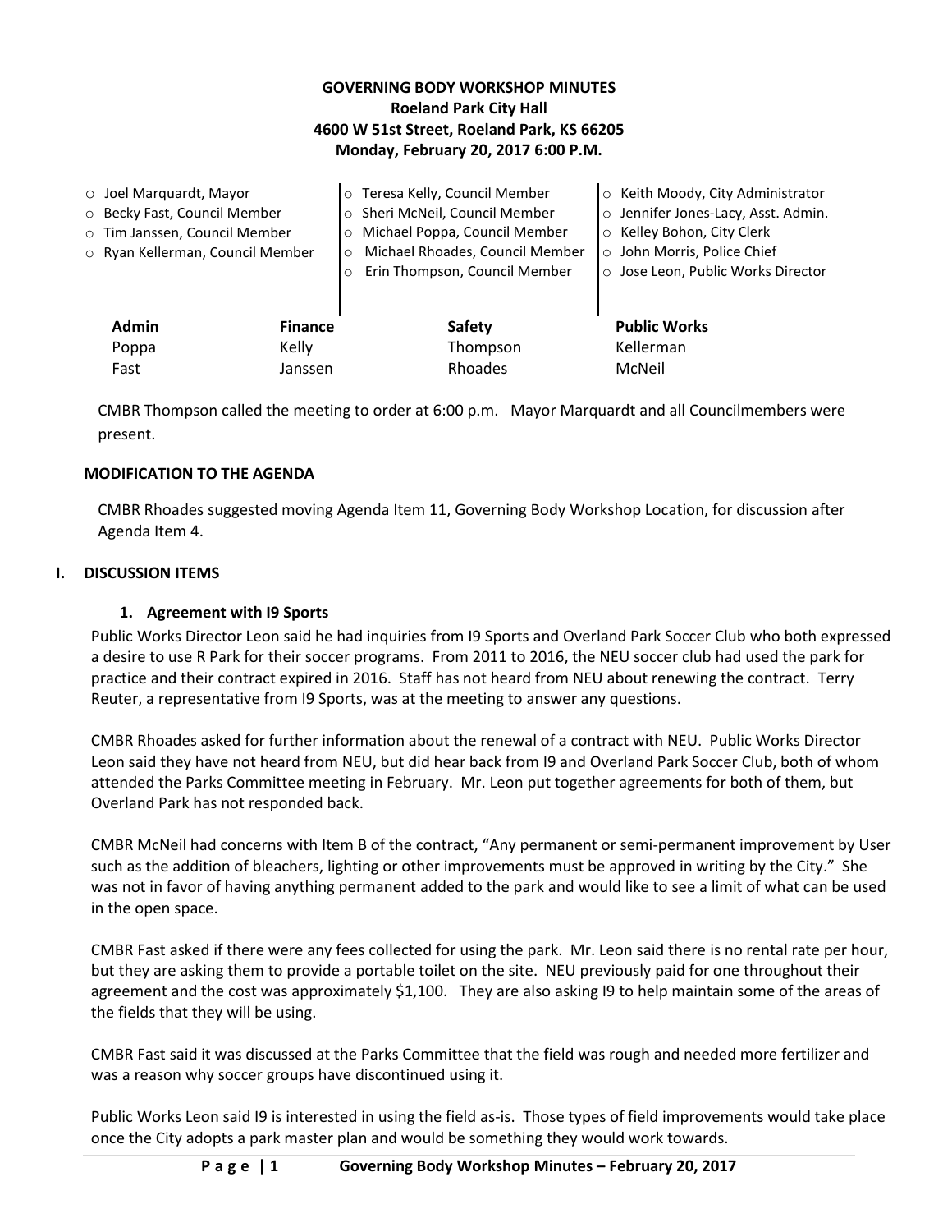# GOVERNING BODY WORKSHOP MINUTES
**Roeland Park City Hall**
**4600 W 51st Street, Roeland Park, KS 66205**
**Monday, February 20, 2017 6:00 P.M.**

- Joel Marquardt, Mayor
- Becky Fast, Council Member
- Tim Janssen, Council Member
- Ryan Kellerman, Council Member
- Teresa Kelly, Council Member
- Sheri McNeil, Council Member
- Michael Poppa, Council Member
- Michael Rhoades, Council Member
- Erin Thompson, Council Member
- Keith Moody, City Administrator
- Jennifer Jones-Lacy, Asst. Admin.
- Kelley Bohon, City Clerk
- John Morris, Police Chief
- Jose Leon, Public Works Director

| Admin | Finance | Safety | Public Works |
|---|---|---|---|
| Poppa | Kelly | Thompson | Kellerman |
| Fast | Janssen | Rhoades | McNeil |

CMBR Thompson called the meeting to order at 6:00 p.m. Mayor Marquardt and all Councilmembers were present.

## MODIFICATION TO THE AGENDA

CMBR Rhoades suggested moving Agenda Item 11, Governing Body Workshop Location, for discussion after Agenda Item 4.

## I. DISCUSSION ITEMS

### 1. Agreement with I9 Sports

Public Works Director Leon said he had inquiries from I9 Sports and Overland Park Soccer Club who both expressed a desire to use R Park for their soccer programs. From 2011 to 2016, the NEU soccer club had used the park for practice and their contract expired in 2016. Staff has not heard from NEU about renewing the contract. Terry Reuter, a representative from I9 Sports, was at the meeting to answer any questions.

CMBR Rhoades asked for further information about the renewal of a contract with NEU. Public Works Director Leon said they have not heard from NEU, but did hear back from I9 and Overland Park Soccer Club, both of whom attended the Parks Committee meeting in February. Mr. Leon put together agreements for both of them, but Overland Park has not responded back.

CMBR McNeil had concerns with Item B of the contract, "Any permanent or semi-permanent improvement by User such as the addition of bleachers, lighting or other improvements must be approved in writing by the City." She was not in favor of having anything permanent added to the park and would like to see a limit of what can be used in the open space.

CMBR Fast asked if there were any fees collected for using the park. Mr. Leon said there is no rental rate per hour, but they are asking them to provide a portable toilet on the site. NEU previously paid for one throughout their agreement and the cost was approximately $1,100. They are also asking I9 to help maintain some of the areas of the fields that they will be using.

CMBR Fast said it was discussed at the Parks Committee that the field was rough and needed more fertilizer and was a reason why soccer groups have discontinued using it.

Public Works Leon said I9 is interested in using the field as-is. Those types of field improvements would take place once the City adopts a park master plan and would be something they would work towards.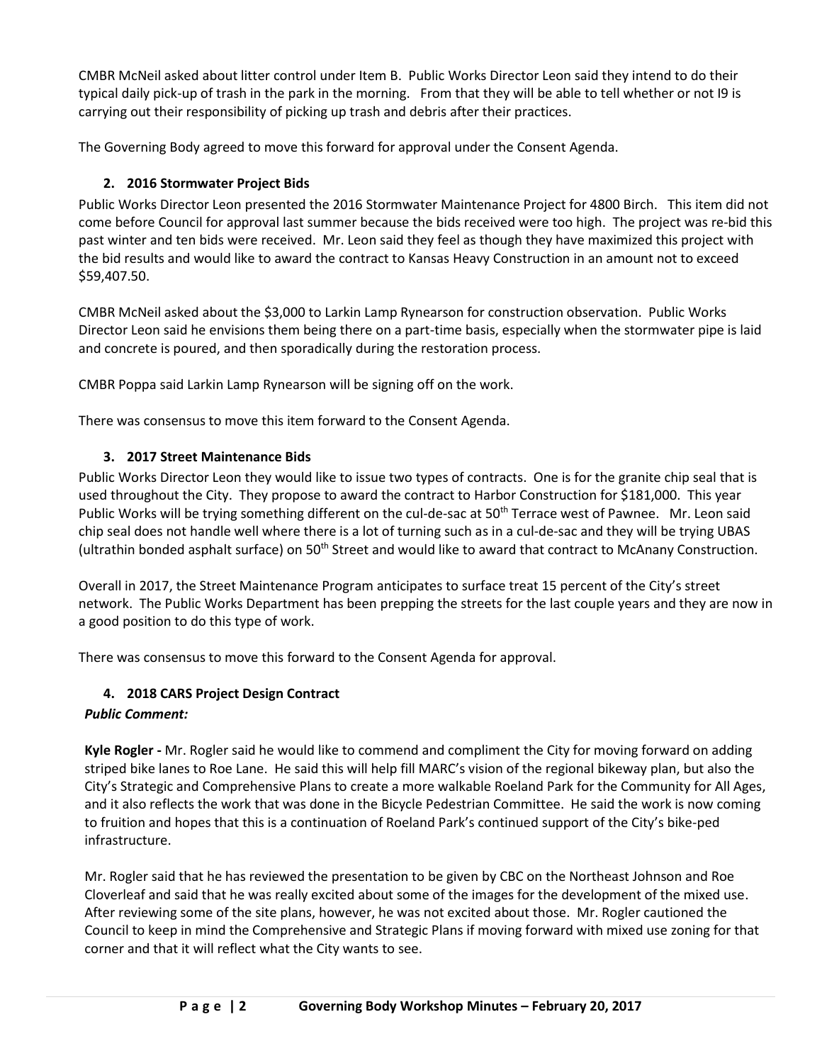CMBR McNeil asked about litter control under Item B. Public Works Director Leon said they intend to do their typical daily pick-up of trash in the park in the morning. From that they will be able to tell whether or not I9 is carrying out their responsibility of picking up trash and debris after their practices.

The Governing Body agreed to move this forward for approval under the Consent Agenda.

### 2. 2016 Stormwater Project Bids

Public Works Director Leon presented the 2016 Stormwater Maintenance Project for 4800 Birch. This item did not come before Council for approval last summer because the bids received were too high. The project was re-bid this past winter and ten bids were received. Mr. Leon said they feel as though they have maximized this project with the bid results and would like to award the contract to Kansas Heavy Construction in an amount not to exceed $59,407.50.

CMBR McNeil asked about the $3,000 to Larkin Lamp Rynearson for construction observation. Public Works Director Leon said he envisions them being there on a part-time basis, especially when the stormwater pipe is laid and concrete is poured, and then sporadically during the restoration process.

CMBR Poppa said Larkin Lamp Rynearson will be signing off on the work.

There was consensus to move this item forward to the Consent Agenda.

### 3. 2017 Street Maintenance Bids

Public Works Director Leon they would like to issue two types of contracts. One is for the granite chip seal that is used throughout the City. They propose to award the contract to Harbor Construction for $181,000. This year Public Works will be trying something different on the cul-de-sac at 50th Terrace west of Pawnee. Mr. Leon said chip seal does not handle well where there is a lot of turning such as in a cul-de-sac and they will be trying UBAS (ultrathin bonded asphalt surface) on 50th Street and would like to award that contract to McAnany Construction.

Overall in 2017, the Street Maintenance Program anticipates to surface treat 15 percent of the City's street network. The Public Works Department has been prepping the streets for the last couple years and they are now in a good position to do this type of work.

There was consensus to move this forward to the Consent Agenda for approval.

### 4. 2018 CARS Project Design Contract

***Public Comment:***

**Kyle Rogler -** Mr. Rogler said he would like to commend and compliment the City for moving forward on adding striped bike lanes to Roe Lane. He said this will help fill MARC's vision of the regional bikeway plan, but also the City's Strategic and Comprehensive Plans to create a more walkable Roeland Park for the Community for All Ages, and it also reflects the work that was done in the Bicycle Pedestrian Committee. He said the work is now coming to fruition and hopes that this is a continuation of Roeland Park's continued support of the City's bike-ped infrastructure.

Mr. Rogler said that he has reviewed the presentation to be given by CBC on the Northeast Johnson and Roe Cloverleaf and said that he was really excited about some of the images for the development of the mixed use. After reviewing some of the site plans, however, he was not excited about those. Mr. Rogler cautioned the Council to keep in mind the Comprehensive and Strategic Plans if moving forward with mixed use zoning for that corner and that it will reflect what the City wants to see.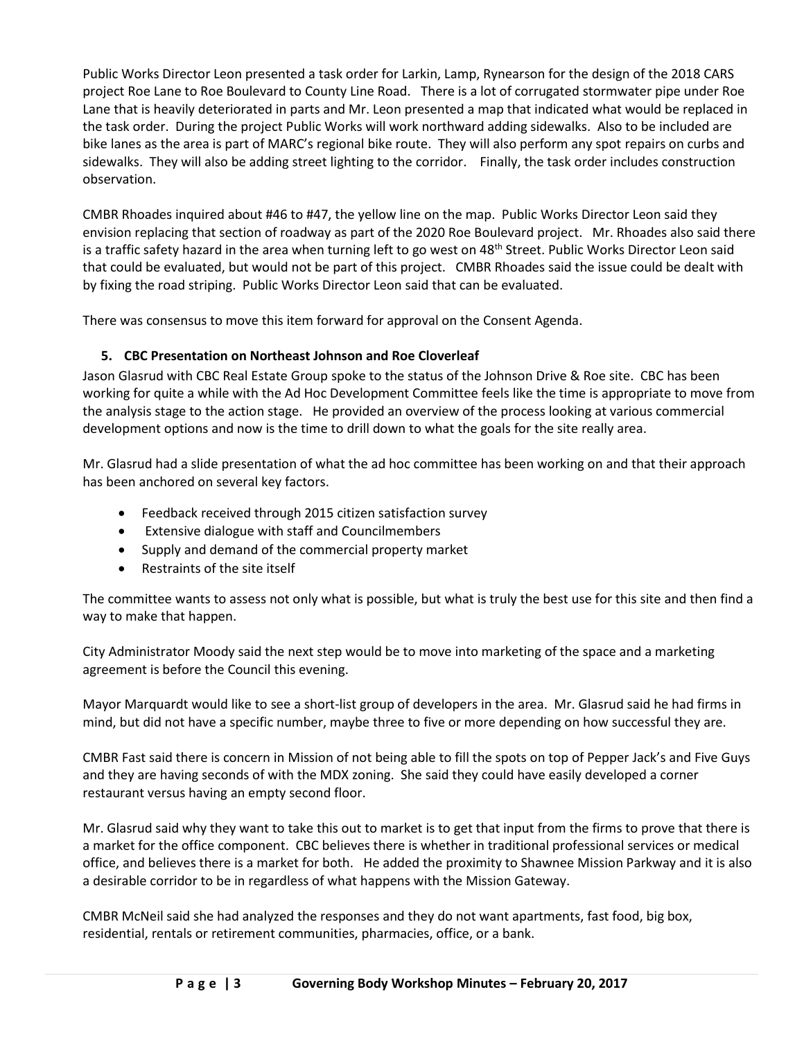Public Works Director Leon presented a task order for Larkin, Lamp, Rynearson for the design of the 2018 CARS project Roe Lane to Roe Boulevard to County Line Road. There is a lot of corrugated stormwater pipe under Roe Lane that is heavily deteriorated in parts and Mr. Leon presented a map that indicated what would be replaced in the task order. During the project Public Works will work northward adding sidewalks. Also to be included are bike lanes as the area is part of MARC's regional bike route. They will also perform any spot repairs on curbs and sidewalks. They will also be adding street lighting to the corridor. Finally, the task order includes construction observation.

CMBR Rhoades inquired about #46 to #47, the yellow line on the map. Public Works Director Leon said they envision replacing that section of roadway as part of the 2020 Roe Boulevard project. Mr. Rhoades also said there is a traffic safety hazard in the area when turning left to go west on 48th Street. Public Works Director Leon said that could be evaluated, but would not be part of this project. CMBR Rhoades said the issue could be dealt with by fixing the road striping. Public Works Director Leon said that can be evaluated.

There was consensus to move this item forward for approval on the Consent Agenda.

**5. CBC Presentation on Northeast Johnson and Roe Cloverleaf**

Jason Glasrud with CBC Real Estate Group spoke to the status of the Johnson Drive & Roe site. CBC has been working for quite a while with the Ad Hoc Development Committee feels like the time is appropriate to move from the analysis stage to the action stage. He provided an overview of the process looking at various commercial development options and now is the time to drill down to what the goals for the site really area.

Mr. Glasrud had a slide presentation of what the ad hoc committee has been working on and that their approach has been anchored on several key factors.

- Feedback received through 2015 citizen satisfaction survey
- Extensive dialogue with staff and Councilmembers
- Supply and demand of the commercial property market
- Restraints of the site itself

The committee wants to assess not only what is possible, but what is truly the best use for this site and then find a way to make that happen.

City Administrator Moody said the next step would be to move into marketing of the space and a marketing agreement is before the Council this evening.

Mayor Marquardt would like to see a short-list group of developers in the area. Mr. Glasrud said he had firms in mind, but did not have a specific number, maybe three to five or more depending on how successful they are.

CMBR Fast said there is concern in Mission of not being able to fill the spots on top of Pepper Jack's and Five Guys and they are having seconds of with the MDX zoning. She said they could have easily developed a corner restaurant versus having an empty second floor.

Mr. Glasrud said why they want to take this out to market is to get that input from the firms to prove that there is a market for the office component. CBC believes there is whether in traditional professional services or medical office, and believes there is a market for both. He added the proximity to Shawnee Mission Parkway and it is also a desirable corridor to be in regardless of what happens with the Mission Gateway.

CMBR McNeil said she had analyzed the responses and they do not want apartments, fast food, big box, residential, rentals or retirement communities, pharmacies, office, or a bank.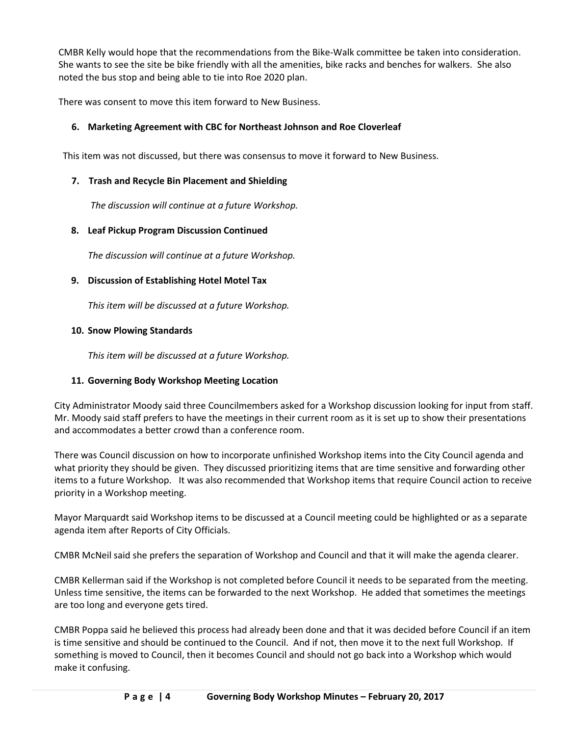CMBR Kelly would hope that the recommendations from the Bike-Walk committee be taken into consideration. She wants to see the site be bike friendly with all the amenities, bike racks and benches for walkers. She also noted the bus stop and being able to tie into Roe 2020 plan.

There was consent to move this item forward to New Business.

**6. Marketing Agreement with CBC for Northeast Johnson and Roe Cloverleaf**

This item was not discussed, but there was consensus to move it forward to New Business.

**7. Trash and Recycle Bin Placement and Shielding**

*The discussion will continue at a future Workshop.*

**8. Leaf Pickup Program Discussion Continued**

*The discussion will continue at a future Workshop.*

**9. Discussion of Establishing Hotel Motel Tax**

*This item will be discussed at a future Workshop.*

**10. Snow Plowing Standards**

*This item will be discussed at a future Workshop.*

**11. Governing Body Workshop Meeting Location**

City Administrator Moody said three Councilmembers asked for a Workshop discussion looking for input from staff. Mr. Moody said staff prefers to have the meetings in their current room as it is set up to show their presentations and accommodates a better crowd than a conference room.

There was Council discussion on how to incorporate unfinished Workshop items into the City Council agenda and what priority they should be given. They discussed prioritizing items that are time sensitive and forwarding other items to a future Workshop. It was also recommended that Workshop items that require Council action to receive priority in a Workshop meeting.

Mayor Marquardt said Workshop items to be discussed at a Council meeting could be highlighted or as a separate agenda item after Reports of City Officials.

CMBR McNeil said she prefers the separation of Workshop and Council and that it will make the agenda clearer.

CMBR Kellerman said if the Workshop is not completed before Council it needs to be separated from the meeting. Unless time sensitive, the items can be forwarded to the next Workshop. He added that sometimes the meetings are too long and everyone gets tired.

CMBR Poppa said he believed this process had already been done and that it was decided before Council if an item is time sensitive and should be continued to the Council. And if not, then move it to the next full Workshop. If something is moved to Council, then it becomes Council and should not go back into a Workshop which would make it confusing.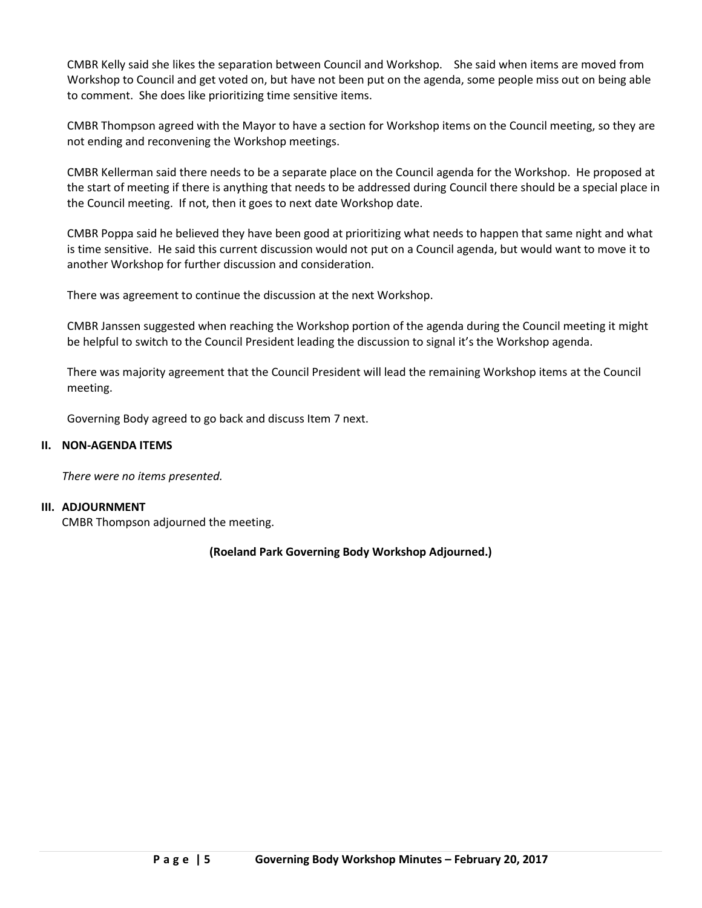CMBR Kelly said she likes the separation between Council and Workshop. She said when items are moved from Workshop to Council and get voted on, but have not been put on the agenda, some people miss out on being able to comment. She does like prioritizing time sensitive items.

CMBR Thompson agreed with the Mayor to have a section for Workshop items on the Council meeting, so they are not ending and reconvening the Workshop meetings.

CMBR Kellerman said there needs to be a separate place on the Council agenda for the Workshop. He proposed at the start of meeting if there is anything that needs to be addressed during Council there should be a special place in the Council meeting. If not, then it goes to next date Workshop date.

CMBR Poppa said he believed they have been good at prioritizing what needs to happen that same night and what is time sensitive. He said this current discussion would not put on a Council agenda, but would want to move it to another Workshop for further discussion and consideration.

There was agreement to continue the discussion at the next Workshop.

CMBR Janssen suggested when reaching the Workshop portion of the agenda during the Council meeting it might be helpful to switch to the Council President leading the discussion to signal it's the Workshop agenda.

There was majority agreement that the Council President will lead the remaining Workshop items at the Council meeting.

Governing Body agreed to go back and discuss Item 7 next.

## II. NON-AGENDA ITEMS

*There were no items presented.*

## III. ADJOURNMENT

CMBR Thompson adjourned the meeting.

**(Roeland Park Governing Body Workshop Adjourned.)**